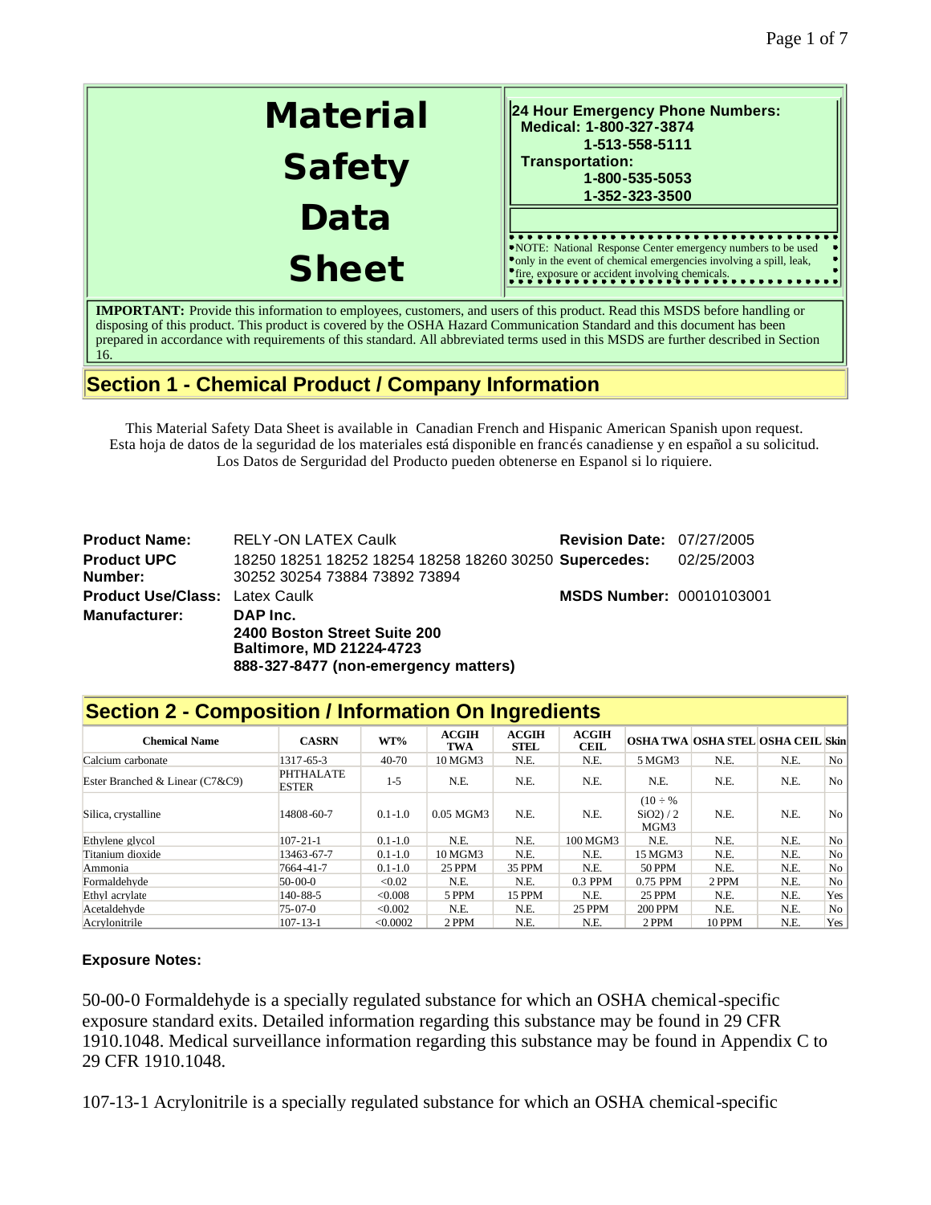# Material Safety Data Sheet

**24 Hour Emergency Phone Numbers:**
**Medical: 1-800-327-3874**
**1-513-558-5111**
**Transportation:**
**1-800-535-5053**
**1-352-323-3500**

NOTE: National Response Center emergency numbers to be used only in the event of chemical emergencies involving a spill, leak, fire, exposure or accident involving chemicals.

**IMPORTANT:** Provide this information to employees, customers, and users of this product. Read this MSDS before handling or disposing of this product. This product is covered by the OSHA Hazard Communication Standard and this document has been prepared in accordance with requirements of this standard. All abbreviated terms used in this MSDS are further described in Section 16.

## Section 1 - Chemical Product / Company Information

This Material Safety Data Sheet is available in Canadian French and Hispanic American Spanish upon request.
Esta hoja de datos de la seguridad de los materiales está disponible en francés canadiense y en español a su solicitud.
Los Datos de Serguridad del Producto pueden obtenerse en Espanol si lo riquiere.

| | | | |
|---|---|---|---|
| **Product Name:** | RELY-ON LATEX Caulk | **Revision Date:** | 07/27/2005 |
| **Product UPC Number:** | 18250 18251 18252 18254 18258 18260 30250 30252 30254 73884 73892 73894 | **Supercedes:** | 02/25/2003 |
| **Product Use/Class:** | Latex Caulk | **MSDS Number:** | 00010103001 |
| **Manufacturer:** | **DAP Inc.**<br>**2400 Boston Street Suite 200**<br>**Baltimore, MD 21224-4723**<br>**888-327-8477 (non-emergency matters)** | | |

## Section 2 - Composition / Information On Ingredients

| Chemical Name | CASRN | WT% | ACGIH TWA | ACGIH STEL | ACGIH CEIL | OSHA TWA | OSHA STEL | OSHA CEIL | Skin |
|---|---|---|---|---|---|---|---|---|---|
| Calcium carbonate | 1317-65-3 | 40-70 | 10 MGM3 | N.E. | N.E. | 5 MGM3 | N.E. | N.E. | No |
| Ester Branched & Linear (C7&C9) | PHTHALATE ESTER | 1-5 | N.E. | N.E. | N.E. | N.E. | N.E. | N.E. | No |
| Silica, crystalline | 14808-60-7 | 0.1-1.0 | 0.05 MGM3 | N.E. | N.E. | (10 ÷ % SiO2) / 2 MGM3 | N.E. | N.E. | No |
| Ethylene glycol | 107-21-1 | 0.1-1.0 | N.E. | N.E. | 100 MGM3 | N.E. | N.E. | N.E. | No |
| Titanium dioxide | 13463-67-7 | 0.1-1.0 | 10 MGM3 | N.E. | N.E. | 15 MGM3 | N.E. | N.E. | No |
| Ammonia | 7664-41-7 | 0.1-1.0 | 25 PPM | 35 PPM | N.E. | 50 PPM | N.E. | N.E. | No |
| Formaldehyde | 50-00-0 | <0.02 | N.E. | N.E. | 0.3 PPM | 0.75 PPM | 2 PPM | N.E. | No |
| Ethyl acrylate | 140-88-5 | <0.008 | 5 PPM | 15 PPM | N.E. | 25 PPM | N.E. | N.E. | Yes |
| Acetaldehyde | 75-07-0 | <0.002 | N.E. | N.E. | 25 PPM | 200 PPM | N.E. | N.E. | No |
| Acrylonitrile | 107-13-1 | <0.0002 | 2 PPM | N.E. | N.E. | 2 PPM | 10 PPM | N.E. | Yes |

**Exposure Notes:**

50-00-0 Formaldehyde is a specially regulated substance for which an OSHA chemical-specific exposure standard exits. Detailed information regarding this substance may be found in 29 CFR 1910.1048. Medical surveillance information regarding this substance may be found in Appendix C to 29 CFR 1910.1048.

107-13-1 Acrylonitrile is a specially regulated substance for which an OSHA chemical-specific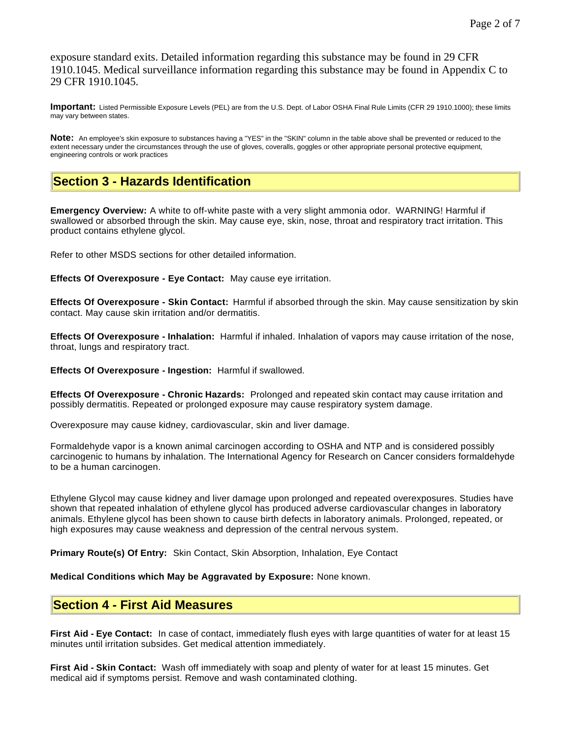exposure standard exits. Detailed information regarding this substance may be found in 29 CFR 1910.1045. Medical surveillance information regarding this substance may be found in Appendix C to 29 CFR 1910.1045.

**Important:** Listed Permissible Exposure Levels (PEL) are from the U.S. Dept. of Labor OSHA Final Rule Limits (CFR 29 1910.1000); these limits may vary between states.

**Note:** An employee's skin exposure to substances having a "YES" in the "SKIN" column in the table above shall be prevented or reduced to the extent necessary under the circumstances through the use of gloves, coveralls, goggles or other appropriate personal protective equipment, engineering controls or work practices

## Section 3 - Hazards Identification

**Emergency Overview:** A white to off-white paste with a very slight ammonia odor. WARNING! Harmful if swallowed or absorbed through the skin. May cause eye, skin, nose, throat and respiratory tract irritation. This product contains ethylene glycol.

Refer to other MSDS sections for other detailed information.

**Effects Of Overexposure - Eye Contact:** May cause eye irritation.

**Effects Of Overexposure - Skin Contact:** Harmful if absorbed through the skin. May cause sensitization by skin contact. May cause skin irritation and/or dermatitis.

**Effects Of Overexposure - Inhalation:** Harmful if inhaled. Inhalation of vapors may cause irritation of the nose, throat, lungs and respiratory tract.

**Effects Of Overexposure - Ingestion:** Harmful if swallowed.

**Effects Of Overexposure - Chronic Hazards:** Prolonged and repeated skin contact may cause irritation and possibly dermatitis. Repeated or prolonged exposure may cause respiratory system damage.

Overexposure may cause kidney, cardiovascular, skin and liver damage.

Formaldehyde vapor is a known animal carcinogen according to OSHA and NTP and is considered possibly carcinogenic to humans by inhalation. The International Agency for Research on Cancer considers formaldehyde to be a human carcinogen.

Ethylene Glycol may cause kidney and liver damage upon prolonged and repeated overexposures. Studies have shown that repeated inhalation of ethylene glycol has produced adverse cardiovascular changes in laboratory animals. Ethylene glycol has been shown to cause birth defects in laboratory animals. Prolonged, repeated, or high exposures may cause weakness and depression of the central nervous system.

**Primary Route(s) Of Entry:** Skin Contact, Skin Absorption, Inhalation, Eye Contact

**Medical Conditions which May be Aggravated by Exposure:** None known.

## Section 4 - First Aid Measures

**First Aid - Eye Contact:** In case of contact, immediately flush eyes with large quantities of water for at least 15 minutes until irritation subsides. Get medical attention immediately.

**First Aid - Skin Contact:** Wash off immediately with soap and plenty of water for at least 15 minutes. Get medical aid if symptoms persist. Remove and wash contaminated clothing.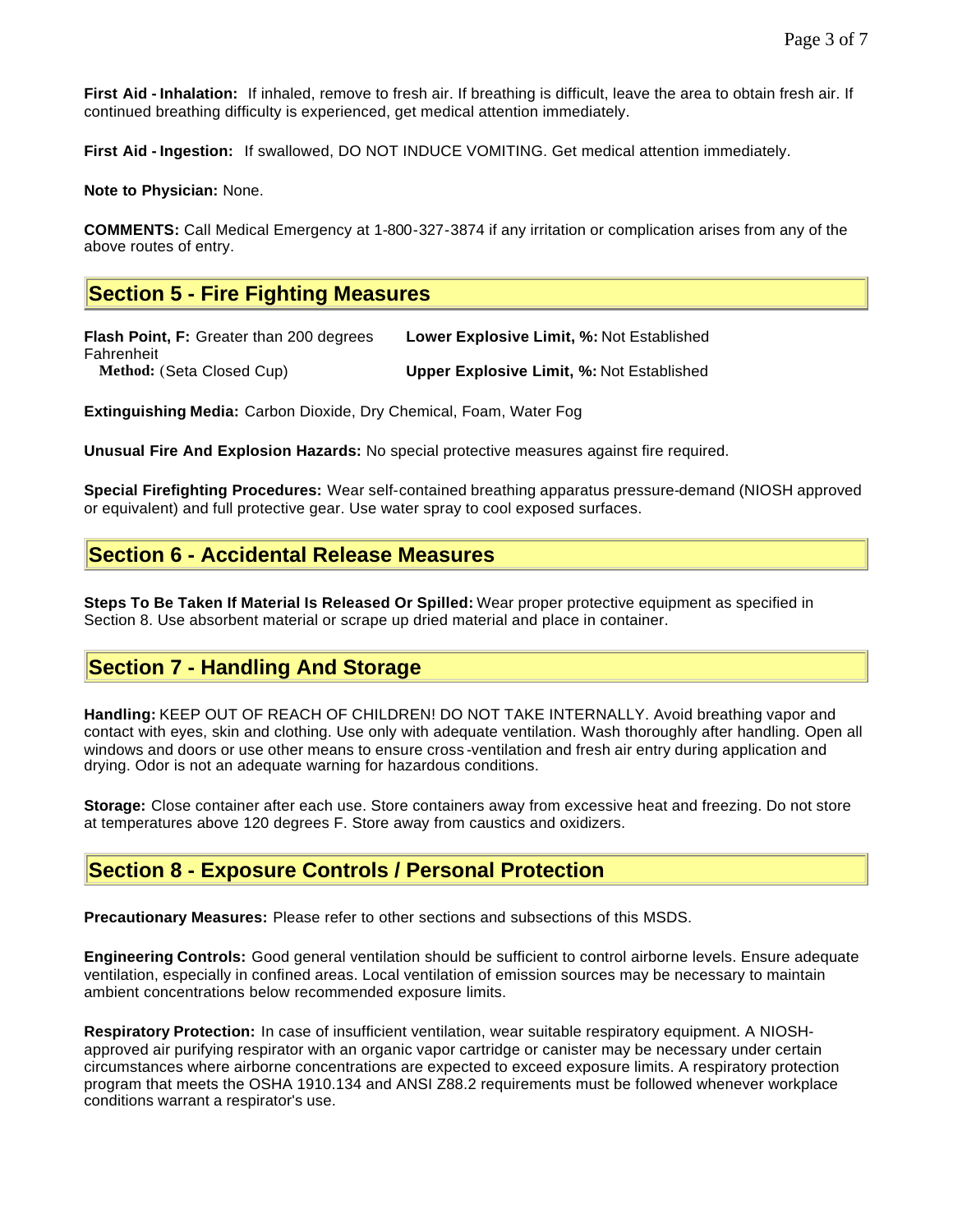**First Aid - Inhalation:** If inhaled, remove to fresh air. If breathing is difficult, leave the area to obtain fresh air. If continued breathing difficulty is experienced, get medical attention immediately.

**First Aid - Ingestion:** If swallowed, DO NOT INDUCE VOMITING. Get medical attention immediately.

**Note to Physician:** None.

**COMMENTS:** Call Medical Emergency at 1-800-327-3874 if any irritation or complication arises from any of the above routes of entry.

## Section 5 - Fire Fighting Measures

**Flash Point, F:** Greater than 200 degrees Fahrenheit
**Method:** (Seta Closed Cup)

**Lower Explosive Limit, %:** Not Established

**Upper Explosive Limit, %:** Not Established

**Extinguishing Media:** Carbon Dioxide, Dry Chemical, Foam, Water Fog

**Unusual Fire And Explosion Hazards:** No special protective measures against fire required.

**Special Firefighting Procedures:** Wear self-contained breathing apparatus pressure-demand (NIOSH approved or equivalent) and full protective gear. Use water spray to cool exposed surfaces.

## Section 6 - Accidental Release Measures

**Steps To Be Taken If Material Is Released Or Spilled:** Wear proper protective equipment as specified in Section 8. Use absorbent material or scrape up dried material and place in container.

## Section 7 - Handling And Storage

**Handling:** KEEP OUT OF REACH OF CHILDREN! DO NOT TAKE INTERNALLY. Avoid breathing vapor and contact with eyes, skin and clothing. Use only with adequate ventilation. Wash thoroughly after handling. Open all windows and doors or use other means to ensure cross-ventilation and fresh air entry during application and drying. Odor is not an adequate warning for hazardous conditions.

**Storage:** Close container after each use. Store containers away from excessive heat and freezing. Do not store at temperatures above 120 degrees F. Store away from caustics and oxidizers.

## Section 8 - Exposure Controls / Personal Protection

**Precautionary Measures:** Please refer to other sections and subsections of this MSDS.

**Engineering Controls:** Good general ventilation should be sufficient to control airborne levels. Ensure adequate ventilation, especially in confined areas. Local ventilation of emission sources may be necessary to maintain ambient concentrations below recommended exposure limits.

**Respiratory Protection:** In case of insufficient ventilation, wear suitable respiratory equipment. A NIOSH-approved air purifying respirator with an organic vapor cartridge or canister may be necessary under certain circumstances where airborne concentrations are expected to exceed exposure limits. A respiratory protection program that meets the OSHA 1910.134 and ANSI Z88.2 requirements must be followed whenever workplace conditions warrant a respirator's use.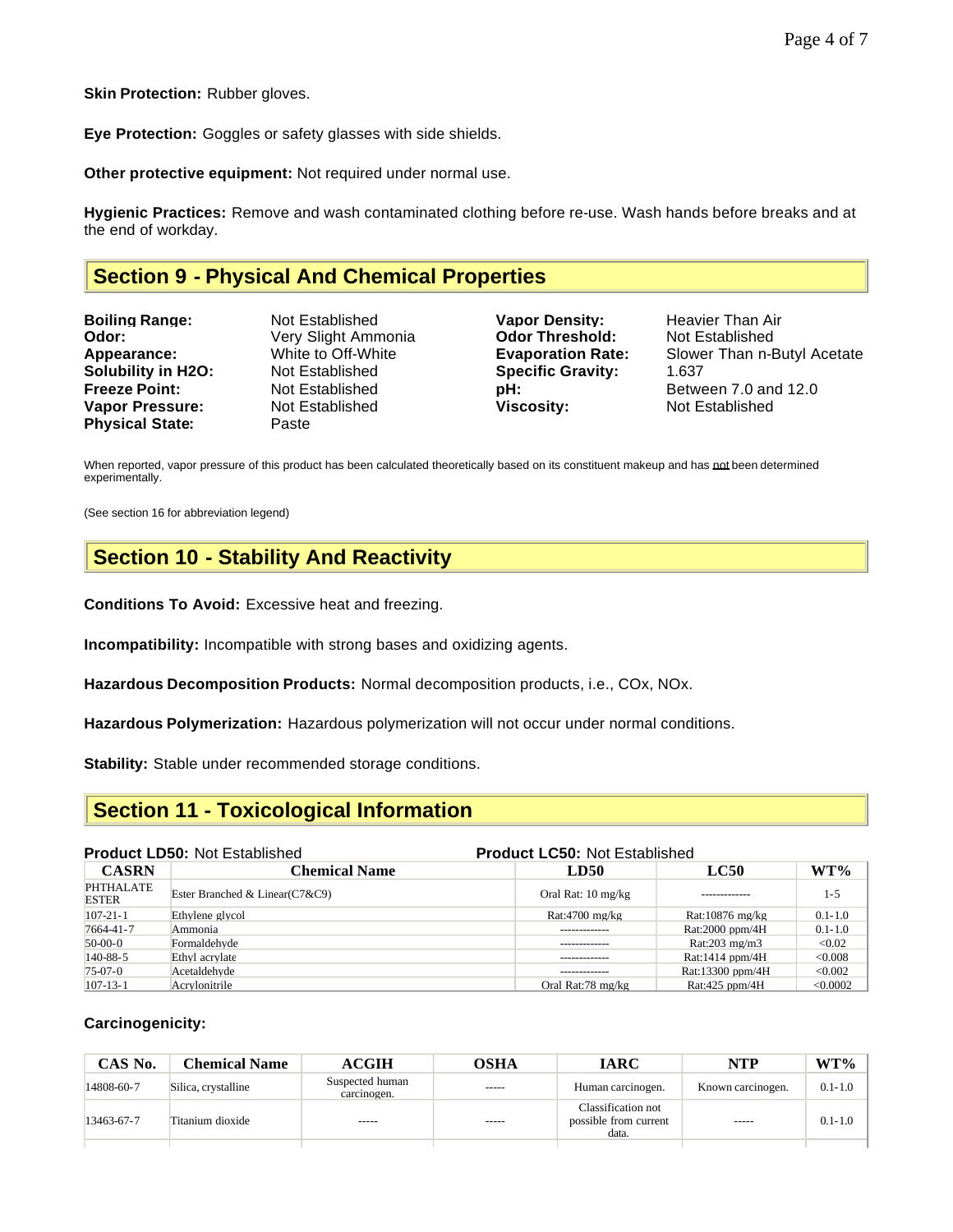**Skin Protection:** Rubber gloves.

**Eye Protection:** Goggles or safety glasses with side shields.

**Other protective equipment:** Not required under normal use.

**Hygienic Practices:** Remove and wash contaminated clothing before re-use. Wash hands before breaks and at the end of workday.

## Section 9 - Physical And Chemical Properties

| | | | |
|---|---|---|---|
| **Boiling Range:** | Not Established | **Vapor Density:** | Heavier Than Air |
| **Odor:** | Very Slight Ammonia | **Odor Threshold:** | Not Established |
| **Appearance:** | White to Off-White | **Evaporation Rate:** | Slower Than n-Butyl Acetate |
| **Solubility in H2O:** | Not Established | **Specific Gravity:** | 1.637 |
| **Freeze Point:** | Not Established | **pH:** | Between 7.0 and 12.0 |
| **Vapor Pressure:** | Not Established | **Viscosity:** | Not Established |
| **Physical State:** | Paste | | |

When reported, vapor pressure of this product has been calculated theoretically based on its constituent makeup and has not been determined experimentally.

(See section 16 for abbreviation legend)

## Section 10 - Stability And Reactivity

**Conditions To Avoid:** Excessive heat and freezing.

**Incompatibility:** Incompatible with strong bases and oxidizing agents.

**Hazardous Decomposition Products:** Normal decomposition products, i.e., COx, NOx.

**Hazardous Polymerization:** Hazardous polymerization will not occur under normal conditions.

**Stability:** Stable under recommended storage conditions.

## Section 11 - Toxicological Information

**Product LD50:** Not Established **Product LC50:** Not Established

| CASRN | Chemical Name | LD50 | LC50 | WT% |
|---|---|---|---|---|
| PHTHALATE ESTER | Ester Branched & Linear(C7&C9) | Oral Rat: 10 mg/kg | ------------- | 1-5 |
| 107-21-1 | Ethylene glycol | Rat:4700 mg/kg | Rat:10876 mg/kg | 0.1-1.0 |
| 7664-41-7 | Ammonia | ------------- | Rat:2000 ppm/4H | 0.1-1.0 |
| 50-00-0 | Formaldehyde | ------------- | Rat:203 mg/m3 | <0.02 |
| 140-88-5 | Ethyl acrylate | ------------- | Rat:1414 ppm/4H | <0.008 |
| 75-07-0 | Acetaldehyde | ------------- | Rat:13300 ppm/4H | <0.002 |
| 107-13-1 | Acrylonitrile | Oral Rat:78 mg/kg | Rat:425 ppm/4H | <0.0002 |

**Carcinogenicity:**

| CAS No. | Chemical Name | ACGIH | OSHA | IARC | NTP | WT% |
|---|---|---|---|---|---|---|
| 14808-60-7 | Silica, crystalline | Suspected human carcinogen. | ----- | Human carcinogen. | Known carcinogen. | 0.1-1.0 |
| 13463-67-7 | Titanium dioxide | ----- | ----- | Classification not possible from current data. | ----- | 0.1-1.0 |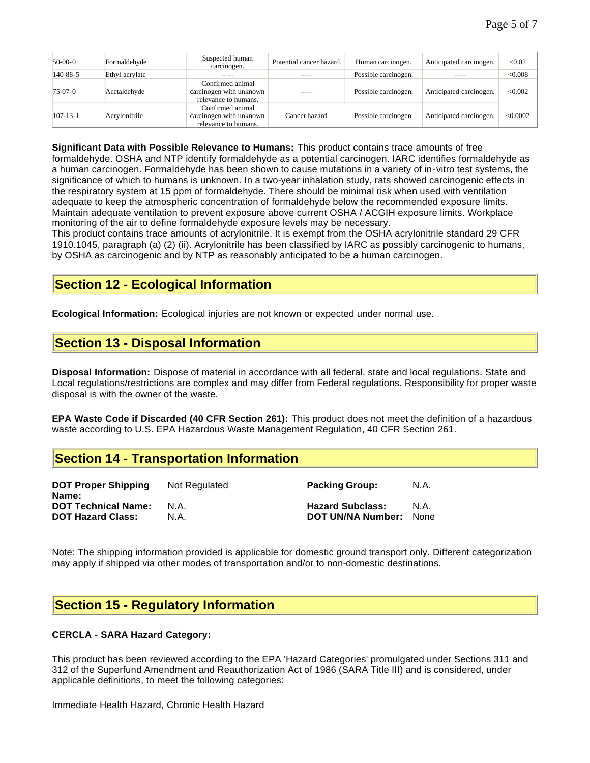| 50-00-0 | Formaldehyde | Suspected human carcinogen. | Potential cancer hazard. | Human carcinogen. | Anticipated carcinogen. | <0.02 |
|---|---|---|---|---|---|---|
| 140-88-5 | Ethyl acrylate | ----- | ----- | Possible carcinogen. | ----- | <0.008 |
| 75-07-0 | Acetaldehyde | Confirmed animal carcinogen with unknown relevance to humans. | ----- | Possible carcinogen. | Anticipated carcinogen. | <0.002 |
| 107-13-1 | Acrylonitrile | Confirmed animal carcinogen with unknown relevance to humans. | Cancer hazard. | Possible carcinogen. | Anticipated carcinogen. | <0.0002 |

**Significant Data with Possible Relevance to Humans:** This product contains trace amounts of free formaldehyde. OSHA and NTP identify formaldehyde as a potential carcinogen. IARC identifies formaldehyde as a human carcinogen. Formaldehyde has been shown to cause mutations in a variety of in-vitro test systems, the significance of which to humans is unknown. In a two-year inhalation study, rats showed carcinogenic effects in the respiratory system at 15 ppm of formaldehyde. There should be minimal risk when used with ventilation adequate to keep the atmospheric concentration of formaldehyde below the recommended exposure limits. Maintain adequate ventilation to prevent exposure above current OSHA / ACGIH exposure limits. Workplace monitoring of the air to define formaldehyde exposure levels may be necessary.
This product contains trace amounts of acrylonitrile. It is exempt from the OSHA acrylonitrile standard 29 CFR 1910.1045, paragraph (a) (2) (ii). Acrylonitrile has been classified by IARC as possibly carcinogenic to humans, by OSHA as carcinogenic and by NTP as reasonably anticipated to be a human carcinogen.

## Section 12 - Ecological Information

**Ecological Information:** Ecological injuries are not known or expected under normal use.

## Section 13 - Disposal Information

**Disposal Information:** Dispose of material in accordance with all federal, state and local regulations. State and Local regulations/restrictions are complex and may differ from Federal regulations. Responsibility for proper waste disposal is with the owner of the waste.

**EPA Waste Code if Discarded (40 CFR Section 261):** This product does not meet the definition of a hazardous waste according to U.S. EPA Hazardous Waste Management Regulation, 40 CFR Section 261.

## Section 14 - Transportation Information

| | | | |
|---|---|---|---|
| **DOT Proper Shipping Name:** | Not Regulated | **Packing Group:** | N.A. |
| **DOT Technical Name:** | N.A. | **Hazard Subclass:** | N.A. |
| **DOT Hazard Class:** | N.A. | **DOT UN/NA Number:** | None |

Note: The shipping information provided is applicable for domestic ground transport only. Different categorization may apply if shipped via other modes of transportation and/or to non-domestic destinations.

## Section 15 - Regulatory Information

**CERCLA - SARA Hazard Category:**

This product has been reviewed according to the EPA 'Hazard Categories' promulgated under Sections 311 and 312 of the Superfund Amendment and Reauthorization Act of 1986 (SARA Title III) and is considered, under applicable definitions, to meet the following categories:

Immediate Health Hazard, Chronic Health Hazard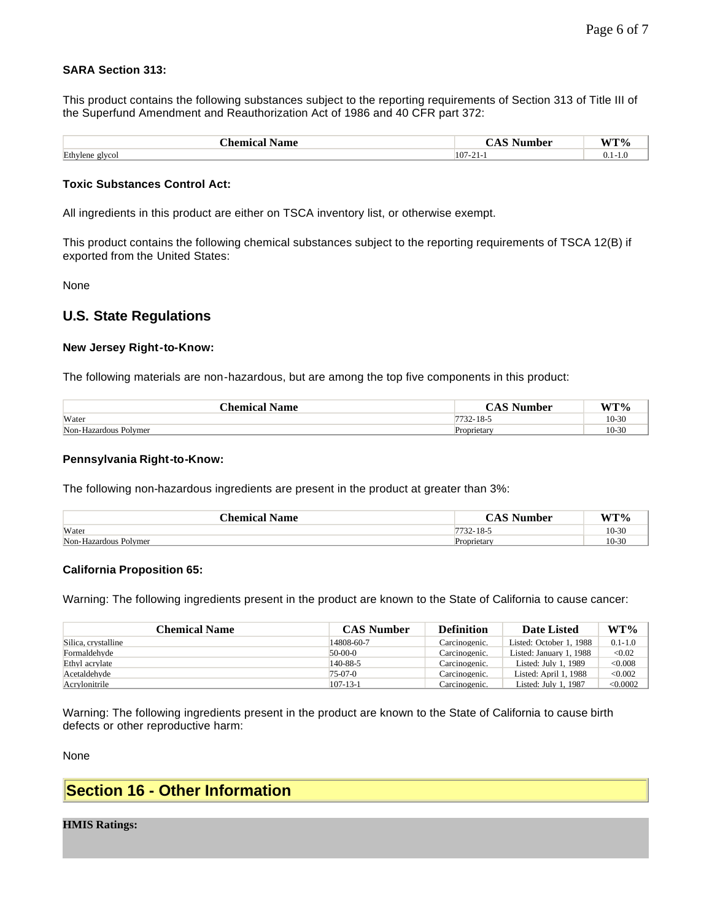**SARA Section 313:**

This product contains the following substances subject to the reporting requirements of Section 313 of Title III of the Superfund Amendment and Reauthorization Act of 1986 and 40 CFR part 372:

| Chemical Name | CAS Number | WT% |
|---|---|---|
| Ethylene glycol | 107-21-1 | 0.1-1.0 |

**Toxic Substances Control Act:**

All ingredients in this product are either on TSCA inventory list, or otherwise exempt.

This product contains the following chemical substances subject to the reporting requirements of TSCA 12(B) if exported from the United States:

None

## U.S. State Regulations

**New Jersey Right-to-Know:**

The following materials are non-hazardous, but are among the top five components in this product:

| Chemical Name | CAS Number | WT% |
|---|---|---|
| Water | 7732-18-5 | 10-30 |
| Non-Hazardous Polymer | Proprietary | 10-30 |

**Pennsylvania Right-to-Know:**

The following non-hazardous ingredients are present in the product at greater than 3%:

| Chemical Name | CAS Number | WT% |
|---|---|---|
| Water | 7732-18-5 | 10-30 |
| Non-Hazardous Polymer | Proprietary | 10-30 |

**California Proposition 65:**

Warning: The following ingredients present in the product are known to the State of California to cause cancer:

| Chemical Name | CAS Number | Definition | Date Listed | WT% |
|---|---|---|---|---|
| Silica, crystalline | 14808-60-7 | Carcinogenic. | Listed: October 1, 1988 | 0.1-1.0 |
| Formaldehyde | 50-00-0 | Carcinogenic. | Listed: January 1, 1988 | <0.02 |
| Ethyl acrylate | 140-88-5 | Carcinogenic. | Listed: July 1, 1989 | <0.008 |
| Acetaldehyde | 75-07-0 | Carcinogenic. | Listed: April 1, 1988 | <0.002 |
| Acrylonitrile | 107-13-1 | Carcinogenic. | Listed: July 1, 1987 | <0.0002 |

Warning: The following ingredients present in the product are known to the State of California to cause birth defects or other reproductive harm:

None

## Section 16 - Other Information

**HMIS Ratings:**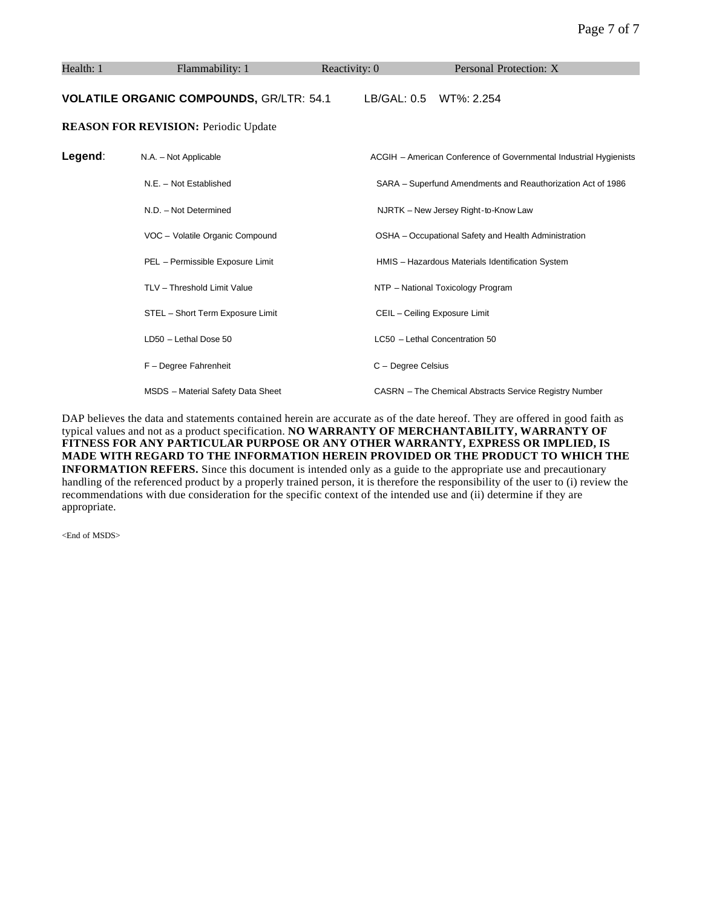| Health: 1 | Flammability: 1 | Reactivity: 0 | Personal Protection: X |
|---|---|---|---|

**VOLATILE ORGANIC COMPOUNDS,** GR/LTR: 54.1 LB/GAL: 0.5 WT%: 2.254

**REASON FOR REVISION:** Periodic Update

**Legend**:

| | |
|---|---|
| N.A. – Not Applicable | ACGIH – American Conference of Governmental Industrial Hygienists |
| N.E. – Not Established | SARA – Superfund Amendments and Reauthorization Act of 1986 |
| N.D. – Not Determined | NJRTK – New Jersey Right-to-Know Law |
| VOC – Volatile Organic Compound | OSHA – Occupational Safety and Health Administration |
| PEL – Permissible Exposure Limit | HMIS – Hazardous Materials Identification System |
| TLV – Threshold Limit Value | NTP – National Toxicology Program |
| STEL – Short Term Exposure Limit | CEIL – Ceiling Exposure Limit |
| LD50 – Lethal Dose 50 | LC50 – Lethal Concentration 50 |
| F – Degree Fahrenheit | C – Degree Celsius |
| MSDS – Material Safety Data Sheet | CASRN – The Chemical Abstracts Service Registry Number |

DAP believes the data and statements contained herein are accurate as of the date hereof. They are offered in good faith as typical values and not as a product specification. **NO WARRANTY OF MERCHANTABILITY, WARRANTY OF FITNESS FOR ANY PARTICULAR PURPOSE OR ANY OTHER WARRANTY, EXPRESS OR IMPLIED, IS MADE WITH REGARD TO THE INFORMATION HEREIN PROVIDED OR THE PRODUCT TO WHICH THE INFORMATION REFERS.** Since this document is intended only as a guide to the appropriate use and precautionary handling of the referenced product by a properly trained person, it is therefore the responsibility of the user to (i) review the recommendations with due consideration for the specific context of the intended use and (ii) determine if they are appropriate.

<End of MSDS>